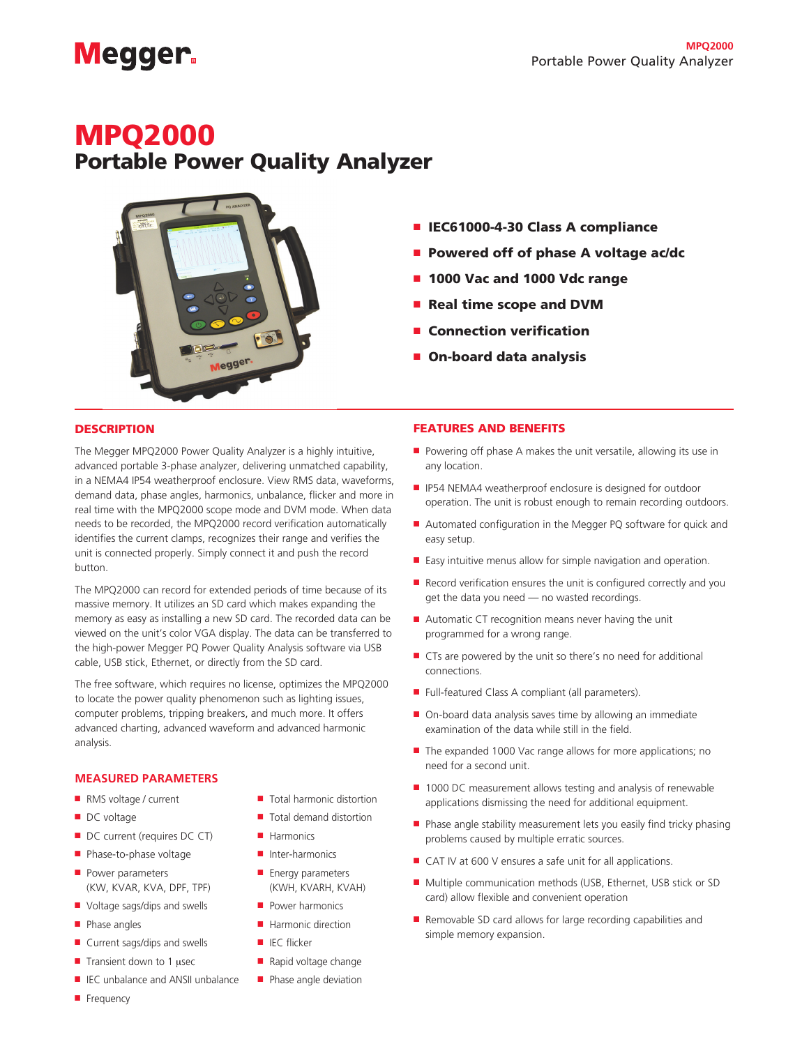# MPQ2000
## Portable Power Quality Analyzer

- **IEC61000-4-30 Class A compliance**
- **Powered off of phase A voltage ac/dc**
- **1000 Vac and 1000 Vdc range**
- **Real time scope and DVM**
- **Connection verification**
- **On-board data analysis**

## DESCRIPTION

The Megger MPQ2000 Power Quality Analyzer is a highly intuitive, advanced portable 3-phase analyzer, delivering unmatched capability, in a NEMA4 IP54 weatherproof enclosure. View RMS data, waveforms, demand data, phase angles, harmonics, unbalance, flicker and more in real time with the MPQ2000 scope mode and DVM mode. When data needs to be recorded, the MPQ2000 record verification automatically identifies the current clamps, recognizes their range and verifies the unit is connected properly. Simply connect it and push the record button.

The MPQ2000 can record for extended periods of time because of its massive memory. It utilizes an SD card which makes expanding the memory as easy as installing a new SD card. The recorded data can be viewed on the unit's color VGA display. The data can be transferred to the high-power Megger PQ Power Quality Analysis software via USB cable, USB stick, Ethernet, or directly from the SD card.

The free software, which requires no license, optimizes the MPQ2000 to locate the power quality phenomenon such as lighting issues, computer problems, tripping breakers, and much more. It offers advanced charting, advanced waveform and advanced harmonic analysis.

## MEASURED PARAMETERS

- RMS voltage / current
- DC voltage
- DC current (requires DC CT)
- Phase-to-phase voltage
- Power parameters (KW, KVAR, KVA, DPF, TPF)
- Voltage sags/dips and swells
- Phase angles
- Current sags/dips and swells
- Transient down to 1 µsec
- IEC unbalance and ANSII unbalance
- Frequency
- Total harmonic distortion
- Total demand distortion
- Harmonics
- Inter-harmonics
- Energy parameters (KWH, KVARH, KVAH)
- Power harmonics
- Harmonic direction
- IEC flicker
- Rapid voltage change
- Phase angle deviation

## FEATURES AND BENEFITS

- Powering off phase A makes the unit versatile, allowing its use in any location.
- IP54 NEMA4 weatherproof enclosure is designed for outdoor operation. The unit is robust enough to remain recording outdoors.
- Automated configuration in the Megger PQ software for quick and easy setup.
- Easy intuitive menus allow for simple navigation and operation.
- Record verification ensures the unit is configured correctly and you get the data you need — no wasted recordings.
- Automatic CT recognition means never having the unit programmed for a wrong range.
- CTs are powered by the unit so there's no need for additional connections.
- Full-featured Class A compliant (all parameters).
- On-board data analysis saves time by allowing an immediate examination of the data while still in the field.
- The expanded 1000 Vac range allows for more applications; no need for a second unit.
- 1000 DC measurement allows testing and analysis of renewable applications dismissing the need for additional equipment.
- Phase angle stability measurement lets you easily find tricky phasing problems caused by multiple erratic sources.
- CAT IV at 600 V ensures a safe unit for all applications.
- Multiple communication methods (USB, Ethernet, USB stick or SD card) allow flexible and convenient operation
- Removable SD card allows for large recording capabilities and simple memory expansion.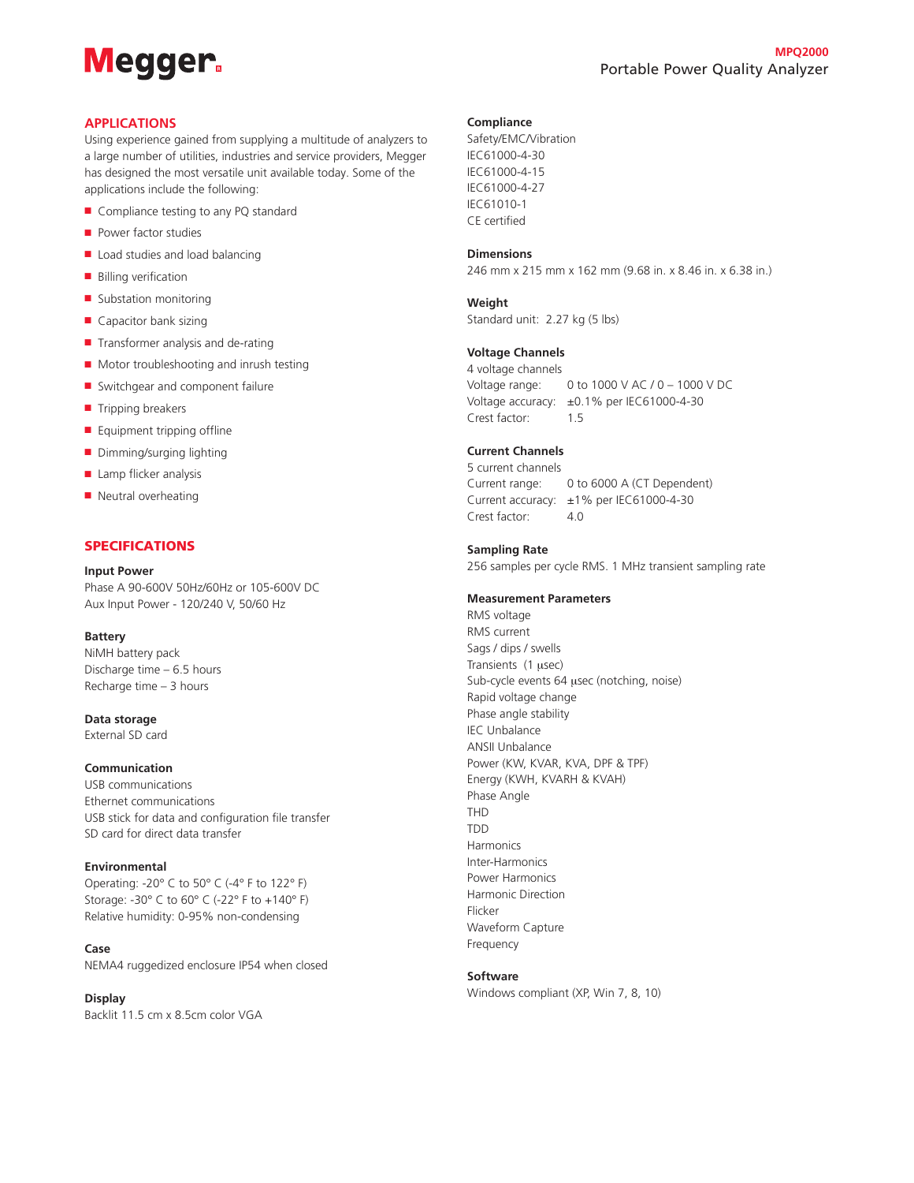## APPLICATIONS

Using experience gained from supplying a multitude of analyzers to a large number of utilities, industries and service providers, Megger has designed the most versatile unit available today. Some of the applications include the following:

- Compliance testing to any PQ standard
- Power factor studies
- Load studies and load balancing
- Billing verification
- Substation monitoring
- Capacitor bank sizing
- Transformer analysis and de-rating
- Motor troubleshooting and inrush testing
- Switchgear and component failure
- Tripping breakers
- Equipment tripping offline
- Dimming/surging lighting
- Lamp flicker analysis
- Neutral overheating

## SPECIFICATIONS

**Input Power**
Phase A 90-600V 50Hz/60Hz or 105-600V DC
Aux Input Power - 120/240 V, 50/60 Hz

**Battery**
NiMH battery pack
Discharge time – 6.5 hours
Recharge time – 3 hours

**Data storage**
External SD card

**Communication**
USB communications
Ethernet communications
USB stick for data and configuration file transfer
SD card for direct data transfer

**Environmental**
Operating: -20° C to 50° C (-4° F to 122° F)
Storage: -30° C to 60° C (-22° F to +140° F)
Relative humidity: 0-95% non-condensing

**Case**
NEMA4 ruggedized enclosure IP54 when closed

**Display**
Backlit 11.5 cm x 8.5cm color VGA

**Compliance**
Safety/EMC/Vibration
IEC61000-4-30
IEC61000-4-15
IEC61000-4-27
IEC61010-1
CE certified

**Dimensions**
246 mm x 215 mm x 162 mm (9.68 in. x 8.46 in. x 6.38 in.)

**Weight**
Standard unit: 2.27 kg (5 lbs)

**Voltage Channels**
4 voltage channels
Voltage range: 0 to 1000 V AC / 0 – 1000 V DC
Voltage accuracy: ±0.1% per IEC61000-4-30
Crest factor: 1.5

**Current Channels**
5 current channels
Current range: 0 to 6000 A (CT Dependent)
Current accuracy: ±1% per IEC61000-4-30
Crest factor: 4.0

**Sampling Rate**
256 samples per cycle RMS. 1 MHz transient sampling rate

**Measurement Parameters**
RMS voltage
RMS current
Sags / dips / swells
Transients (1 µsec)
Sub-cycle events 64 µsec (notching, noise)
Rapid voltage change
Phase angle stability
IEC Unbalance
ANSII Unbalance
Power (KW, KVAR, KVA, DPF & TPF)
Energy (KWH, KVARH & KVAH)
Phase Angle
THD
TDD
Harmonics
Inter-Harmonics
Power Harmonics
Harmonic Direction
Flicker
Waveform Capture
Frequency

**Software**
Windows compliant (XP, Win 7, 8, 10)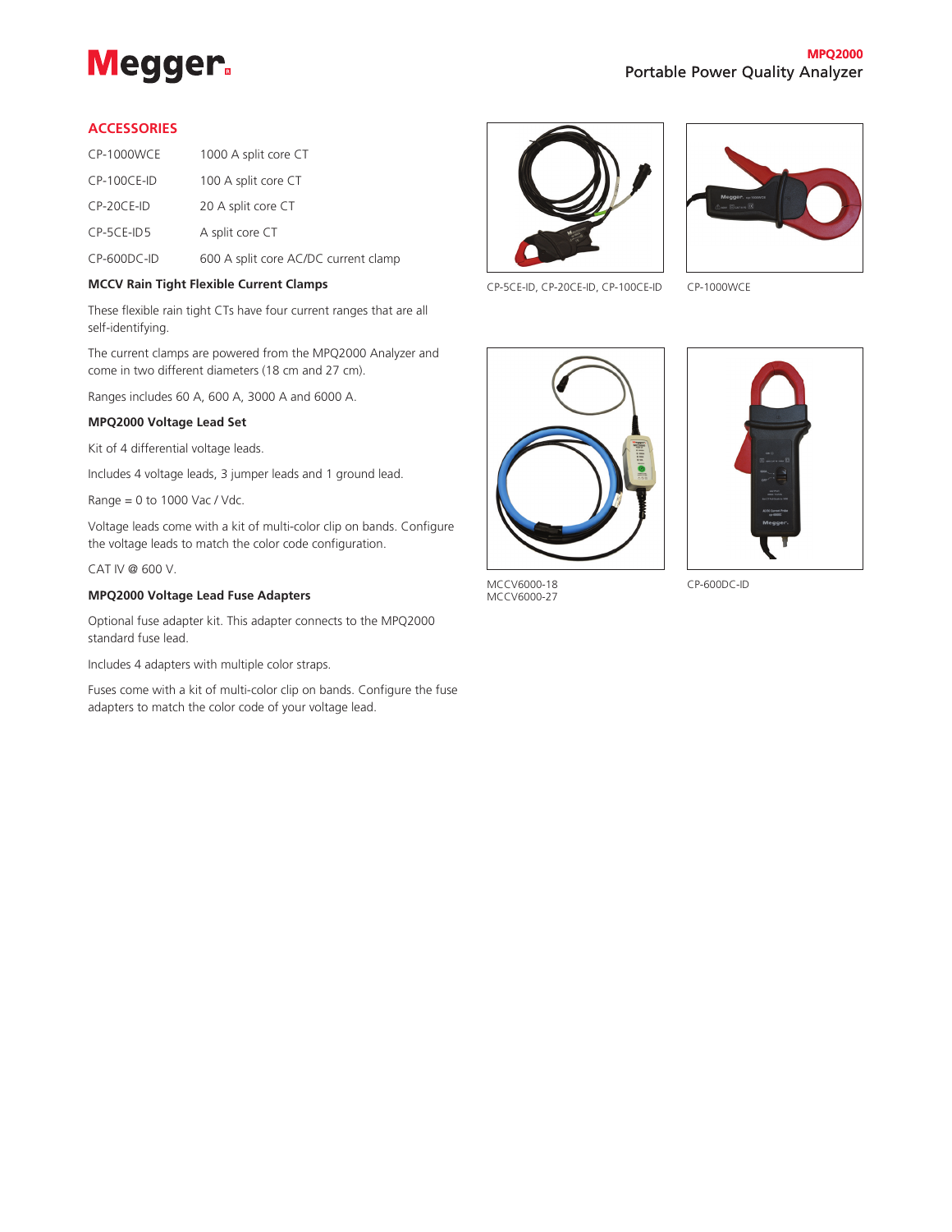## ACCESSORIES

| | |
|---|---|
| CP-1000WCE | 1000 A split core CT |
| CP-100CE-ID | 100 A split core CT |
| CP-20CE-ID | 20 A split core CT |
| CP-5CE-ID5 | A split core CT |
| CP-600DC-ID | 600 A split core AC/DC current clamp |

**MCCV Rain Tight Flexible Current Clamps**

These flexible rain tight CTs have four current ranges that are all self-identifying.

The current clamps are powered from the MPQ2000 Analyzer and come in two different diameters (18 cm and 27 cm).

Ranges includes 60 A, 600 A, 3000 A and 6000 A.

**MPQ2000 Voltage Lead Set**

Kit of 4 differential voltage leads.

Includes 4 voltage leads, 3 jumper leads and 1 ground lead.

Range = 0 to 1000 Vac / Vdc.

Voltage leads come with a kit of multi-color clip on bands. Configure the voltage leads to match the color code configuration.

CAT IV @ 600 V.

**MPQ2000 Voltage Lead Fuse Adapters**

Optional fuse adapter kit. This adapter connects to the MPQ2000 standard fuse lead.

Includes 4 adapters with multiple color straps.

Fuses come with a kit of multi-color clip on bands. Configure the fuse adapters to match the color code of your voltage lead.

CP-5CE-ID, CP-20CE-ID, CP-100CE-ID

CP-1000WCE

MCCV6000-18
MCCV6000-27

CP-600DC-ID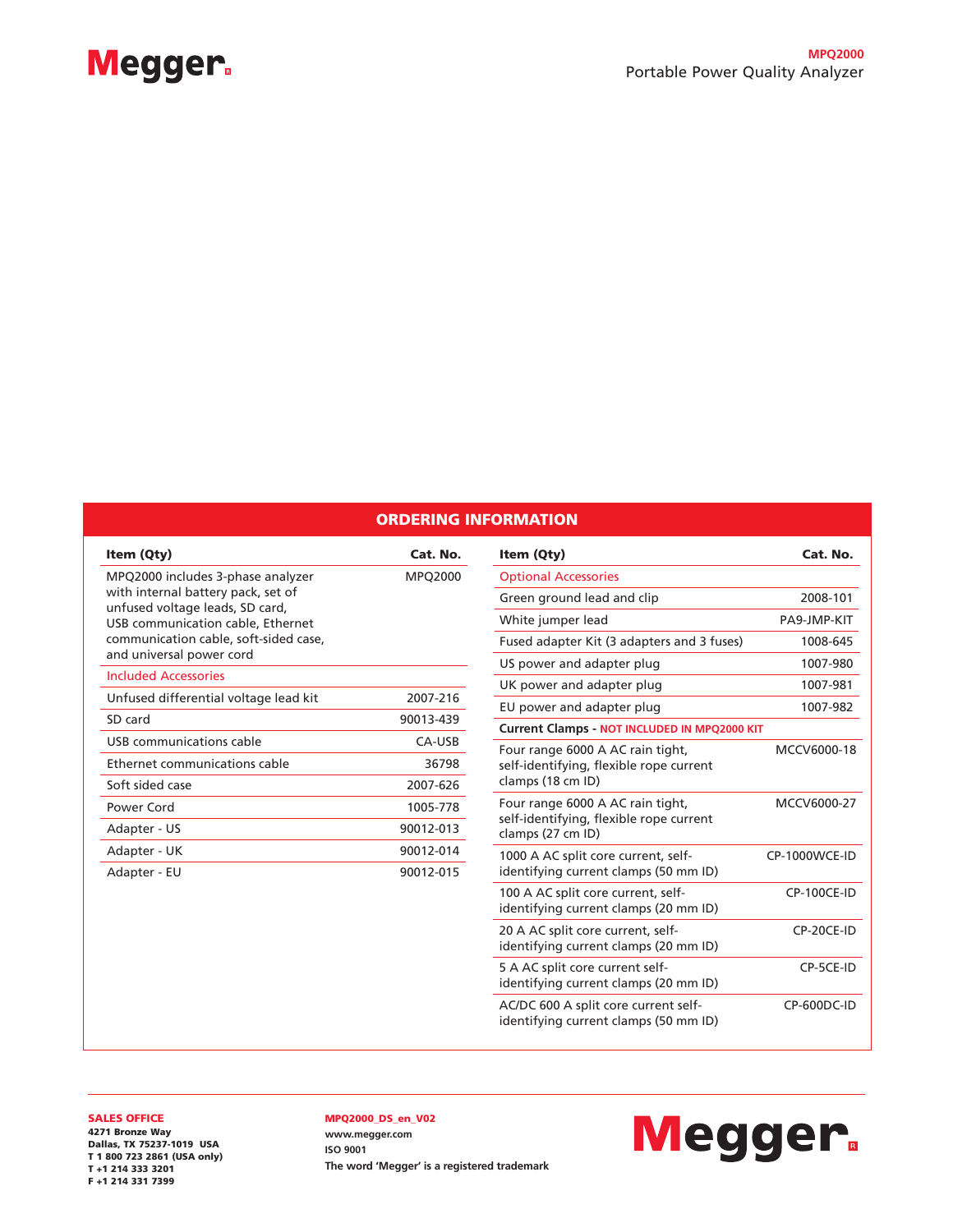## ORDERING INFORMATION

| Item (Qty) | Cat. No. |
|---|---|
| MPQ2000 includes 3-phase analyzer with internal battery pack, set of unfused voltage leads, SD card, USB communication cable, Ethernet communication cable, soft-sided case, and universal power cord | MPQ2000 |
| Included Accessories | |
| Unfused differential voltage lead kit | 2007-216 |
| SD card | 90013-439 |
| USB communications cable | CA-USB |
| Ethernet communications cable | 36798 |
| Soft sided case | 2007-626 |
| Power Cord | 1005-778 |
| Adapter - US | 90012-013 |
| Adapter - UK | 90012-014 |
| Adapter - EU | 90012-015 |

| Item (Qty) | Cat. No. |
|---|---|
| Optional Accessories | |
| Green ground lead and clip | 2008-101 |
| White jumper lead | PA9-JMP-KIT |
| Fused adapter Kit (3 adapters and 3 fuses) | 1008-645 |
| US power and adapter plug | 1007-980 |
| UK power and adapter plug | 1007-981 |
| EU power and adapter plug | 1007-982 |
| **Current Clamps - NOT INCLUDED IN MPQ2000 KIT** | |
| Four range 6000 A AC rain tight, self-identifying, flexible rope current clamps (18 cm ID) | MCCV6000-18 |
| Four range 6000 A AC rain tight, self-identifying, flexible rope current clamps (27 cm ID) | MCCV6000-27 |
| 1000 A AC split core current, self-identifying current clamps (50 mm ID) | CP-1000WCE-ID |
| 100 A AC split core current, self-identifying current clamps (20 mm ID) | CP-100CE-ID |
| 20 A AC split core current, self-identifying current clamps (20 mm ID) | CP-20CE-ID |
| 5 A AC split core current self-identifying current clamps (20 mm ID) | CP-5CE-ID |
| AC/DC 600 A split core current self-identifying current clamps (50 mm ID) | CP-600DC-ID |

**SALES OFFICE**
**4271 Bronze Way**
**Dallas, TX 75237-1019 USA**
**T 1 800 723 2861 (USA only)**
**T +1 214 333 3201**
**F +1 214 331 7399**

**MPQ2000_DS_en_V02**
**www.megger.com**
**ISO 9001**
**The word 'Megger' is a registered trademark**